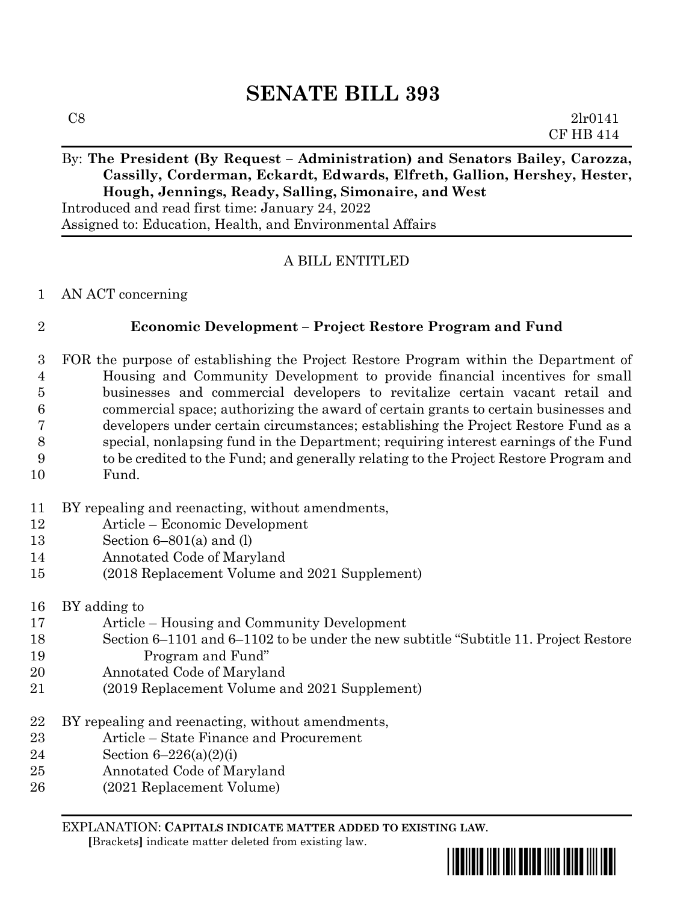# SENATE BILL 393

C8 2lr0141
CF HB 414

By: **The President (By Request – Administration) and Senators Bailey, Carozza, Cassilly, Corderman, Eckardt, Edwards, Elfreth, Gallion, Hershey, Hester, Hough, Jennings, Ready, Salling, Simonaire, and West**

Introduced and read first time: January 24, 2022
Assigned to: Education, Health, and Environmental Affairs

A BILL ENTITLED

1 AN ACT concerning

2 **Economic Development – Project Restore Program and Fund**

3 FOR the purpose of establishing the Project Restore Program within the Department of
4 Housing and Community Development to provide financial incentives for small
5 businesses and commercial developers to revitalize certain vacant retail and
6 commercial space; authorizing the award of certain grants to certain businesses and
7 developers under certain circumstances; establishing the Project Restore Fund as a
8 special, nonlapsing fund in the Department; requiring interest earnings of the Fund
9 to be credited to the Fund; and generally relating to the Project Restore Program and
10 Fund.

11 BY repealing and reenacting, without amendments,
12 Article – Economic Development
13 Section 6–801(a) and (l)
14 Annotated Code of Maryland
15 (2018 Replacement Volume and 2021 Supplement)

16 BY adding to
17 Article – Housing and Community Development
18 Section 6–1101 and 6–1102 to be under the new subtitle "Subtitle 11. Project Restore
19 Program and Fund"
20 Annotated Code of Maryland
21 (2019 Replacement Volume and 2021 Supplement)

22 BY repealing and reenacting, without amendments,
23 Article – State Finance and Procurement
24 Section 6–226(a)(2)(i)
25 Annotated Code of Maryland
26 (2021 Replacement Volume)

EXPLANATION: **CAPITALS INDICATE MATTER ADDED TO EXISTING LAW.**
[Brackets] indicate matter deleted from existing law.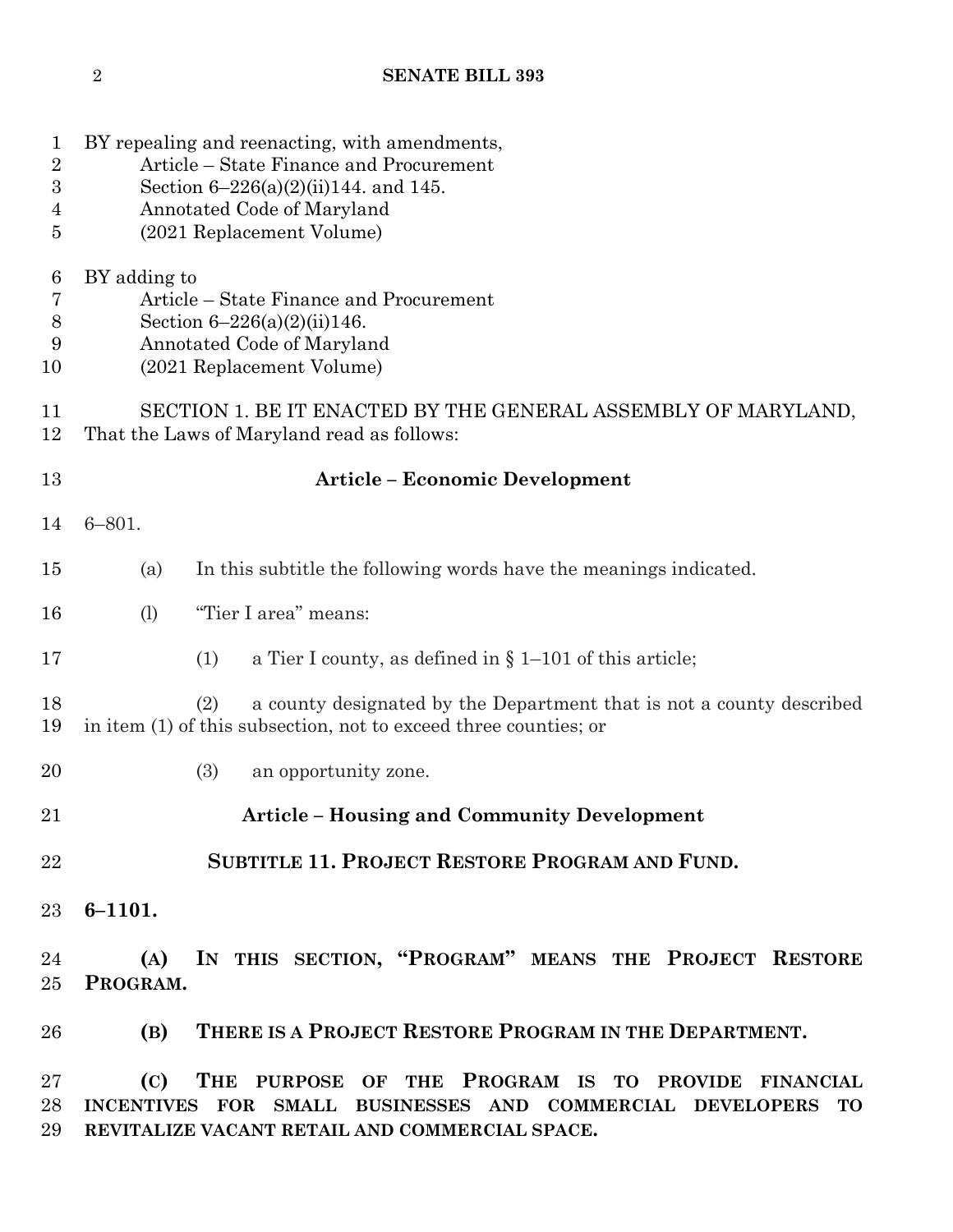BY repealing and reenacting, with amendments,
Article – State Finance and Procurement
Section 6–226(a)(2)(ii)144. and 145.
Annotated Code of Maryland
(2021 Replacement Volume)

BY adding to
Article – State Finance and Procurement
Section 6–226(a)(2)(ii)146.
Annotated Code of Maryland
(2021 Replacement Volume)

SECTION 1. BE IT ENACTED BY THE GENERAL ASSEMBLY OF MARYLAND, That the Laws of Maryland read as follows:

**Article – Economic Development**

6–801.

(a) In this subtitle the following words have the meanings indicated.

(l) "Tier I area" means:

(1) a Tier I county, as defined in § 1–101 of this article;

(2) a county designated by the Department that is not a county described in item (1) of this subsection, not to exceed three counties; or

(3) an opportunity zone.

**Article – Housing and Community Development**

**SUBTITLE 11. PROJECT RESTORE PROGRAM AND FUND.**

**6–1101.**

**(A) IN THIS SECTION, "PROGRAM" MEANS THE PROJECT RESTORE PROGRAM.**

**(B) THERE IS A PROJECT RESTORE PROGRAM IN THE DEPARTMENT.**

**(C) THE PURPOSE OF THE PROGRAM IS TO PROVIDE FINANCIAL INCENTIVES FOR SMALL BUSINESSES AND COMMERCIAL DEVELOPERS TO REVITALIZE VACANT RETAIL AND COMMERCIAL SPACE.**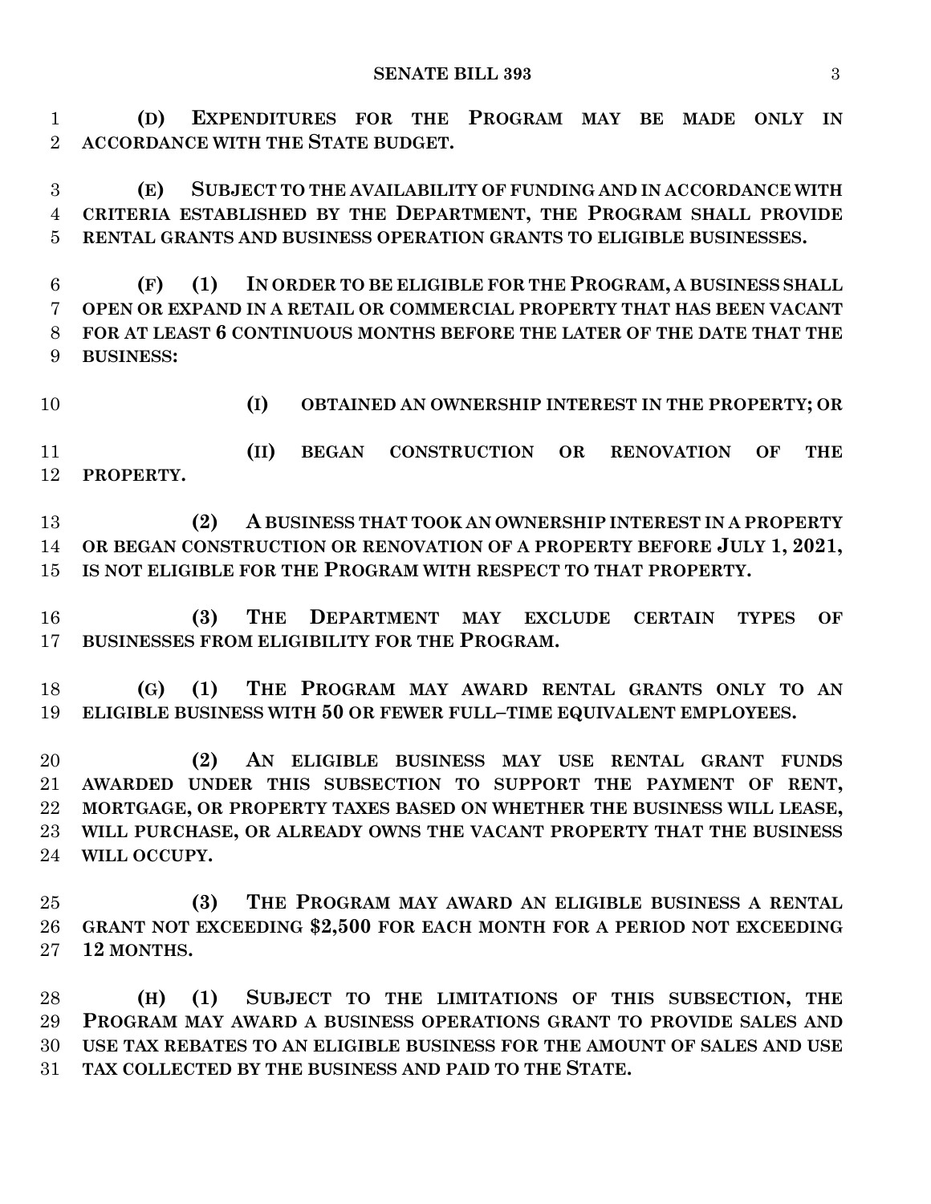**(D) EXPENDITURES FOR THE PROGRAM MAY BE MADE ONLY IN ACCORDANCE WITH THE STATE BUDGET.**

**(E) SUBJECT TO THE AVAILABILITY OF FUNDING AND IN ACCORDANCE WITH CRITERIA ESTABLISHED BY THE DEPARTMENT, THE PROGRAM SHALL PROVIDE RENTAL GRANTS AND BUSINESS OPERATION GRANTS TO ELIGIBLE BUSINESSES.**

**(F) (1) IN ORDER TO BE ELIGIBLE FOR THE PROGRAM, A BUSINESS SHALL OPEN OR EXPAND IN A RETAIL OR COMMERCIAL PROPERTY THAT HAS BEEN VACANT FOR AT LEAST 6 CONTINUOUS MONTHS BEFORE THE LATER OF THE DATE THAT THE BUSINESS:**

**(I) OBTAINED AN OWNERSHIP INTEREST IN THE PROPERTY; OR**

**(II) BEGAN CONSTRUCTION OR RENOVATION OF THE PROPERTY.**

**(2) A BUSINESS THAT TOOK AN OWNERSHIP INTEREST IN A PROPERTY OR BEGAN CONSTRUCTION OR RENOVATION OF A PROPERTY BEFORE JULY 1, 2021, IS NOT ELIGIBLE FOR THE PROGRAM WITH RESPECT TO THAT PROPERTY.**

**(3) THE DEPARTMENT MAY EXCLUDE CERTAIN TYPES OF BUSINESSES FROM ELIGIBILITY FOR THE PROGRAM.**

**(G) (1) THE PROGRAM MAY AWARD RENTAL GRANTS ONLY TO AN ELIGIBLE BUSINESS WITH 50 OR FEWER FULL–TIME EQUIVALENT EMPLOYEES.**

**(2) AN ELIGIBLE BUSINESS MAY USE RENTAL GRANT FUNDS AWARDED UNDER THIS SUBSECTION TO SUPPORT THE PAYMENT OF RENT, MORTGAGE, OR PROPERTY TAXES BASED ON WHETHER THE BUSINESS WILL LEASE, WILL PURCHASE, OR ALREADY OWNS THE VACANT PROPERTY THAT THE BUSINESS WILL OCCUPY.**

**(3) THE PROGRAM MAY AWARD AN ELIGIBLE BUSINESS A RENTAL GRANT NOT EXCEEDING $2,500 FOR EACH MONTH FOR A PERIOD NOT EXCEEDING 12 MONTHS.**

**(H) (1) SUBJECT TO THE LIMITATIONS OF THIS SUBSECTION, THE PROGRAM MAY AWARD A BUSINESS OPERATIONS GRANT TO PROVIDE SALES AND USE TAX REBATES TO AN ELIGIBLE BUSINESS FOR THE AMOUNT OF SALES AND USE TAX COLLECTED BY THE BUSINESS AND PAID TO THE STATE.**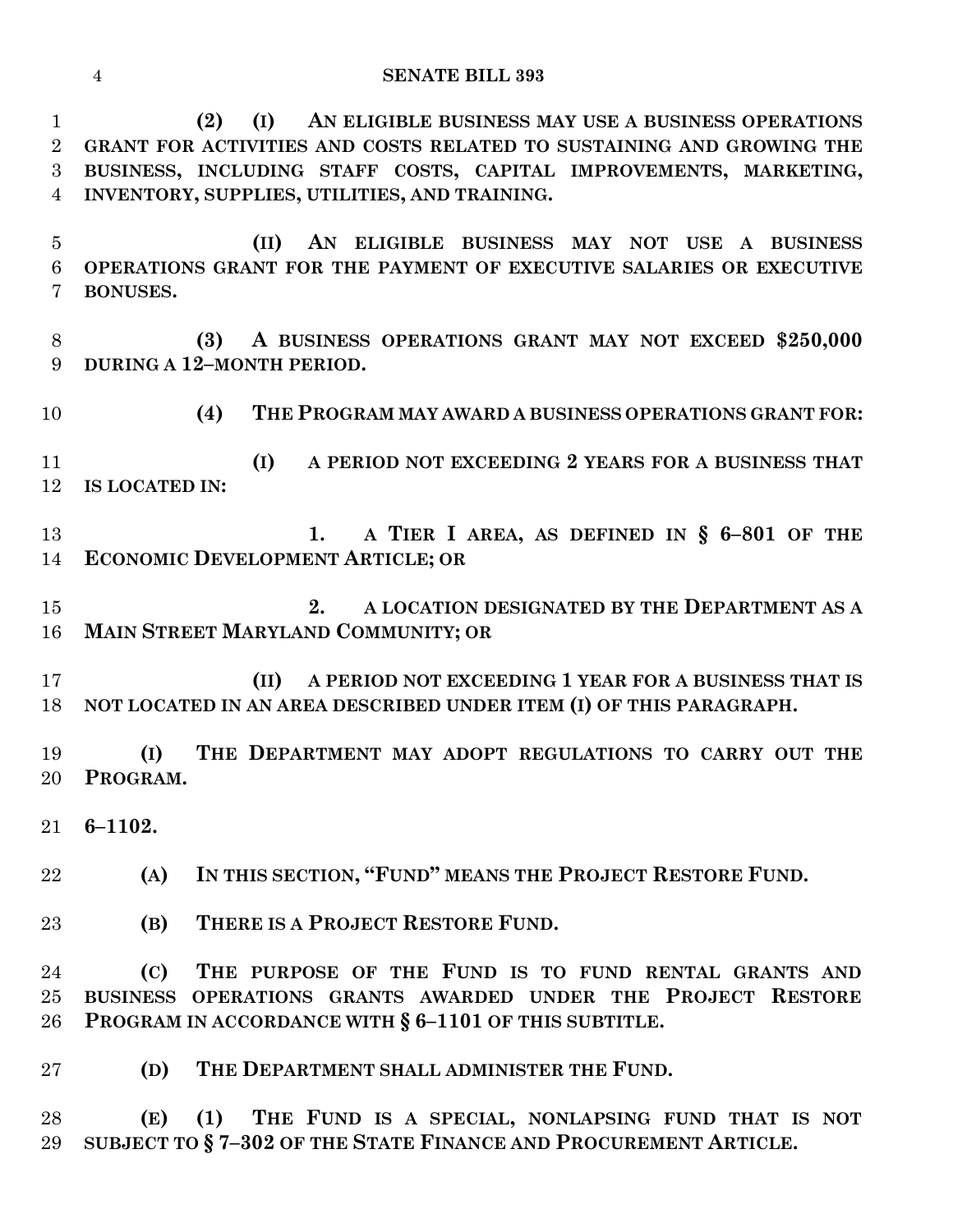**(2) (I) AN ELIGIBLE BUSINESS MAY USE A BUSINESS OPERATIONS GRANT FOR ACTIVITIES AND COSTS RELATED TO SUSTAINING AND GROWING THE BUSINESS, INCLUDING STAFF COSTS, CAPITAL IMPROVEMENTS, MARKETING, INVENTORY, SUPPLIES, UTILITIES, AND TRAINING.**

**(II) AN ELIGIBLE BUSINESS MAY NOT USE A BUSINESS OPERATIONS GRANT FOR THE PAYMENT OF EXECUTIVE SALARIES OR EXECUTIVE BONUSES.**

**(3) A BUSINESS OPERATIONS GRANT MAY NOT EXCEED $250,000 DURING A 12–MONTH PERIOD.**

**(4) THE PROGRAM MAY AWARD A BUSINESS OPERATIONS GRANT FOR:**

**(I) A PERIOD NOT EXCEEDING 2 YEARS FOR A BUSINESS THAT IS LOCATED IN:**

**1. A TIER I AREA, AS DEFINED IN § 6–801 OF THE ECONOMIC DEVELOPMENT ARTICLE; OR**

**2. A LOCATION DESIGNATED BY THE DEPARTMENT AS A MAIN STREET MARYLAND COMMUNITY; OR**

**(II) A PERIOD NOT EXCEEDING 1 YEAR FOR A BUSINESS THAT IS NOT LOCATED IN AN AREA DESCRIBED UNDER ITEM (I) OF THIS PARAGRAPH.**

**(I) THE DEPARTMENT MAY ADOPT REGULATIONS TO CARRY OUT THE PROGRAM.**

**6–1102.**

**(A) IN THIS SECTION, "FUND" MEANS THE PROJECT RESTORE FUND.**

**(B) THERE IS A PROJECT RESTORE FUND.**

**(C) THE PURPOSE OF THE FUND IS TO FUND RENTAL GRANTS AND BUSINESS OPERATIONS GRANTS AWARDED UNDER THE PROJECT RESTORE PROGRAM IN ACCORDANCE WITH § 6–1101 OF THIS SUBTITLE.**

**(D) THE DEPARTMENT SHALL ADMINISTER THE FUND.**

**(E) (1) THE FUND IS A SPECIAL, NONLAPSING FUND THAT IS NOT SUBJECT TO § 7–302 OF THE STATE FINANCE AND PROCUREMENT ARTICLE.**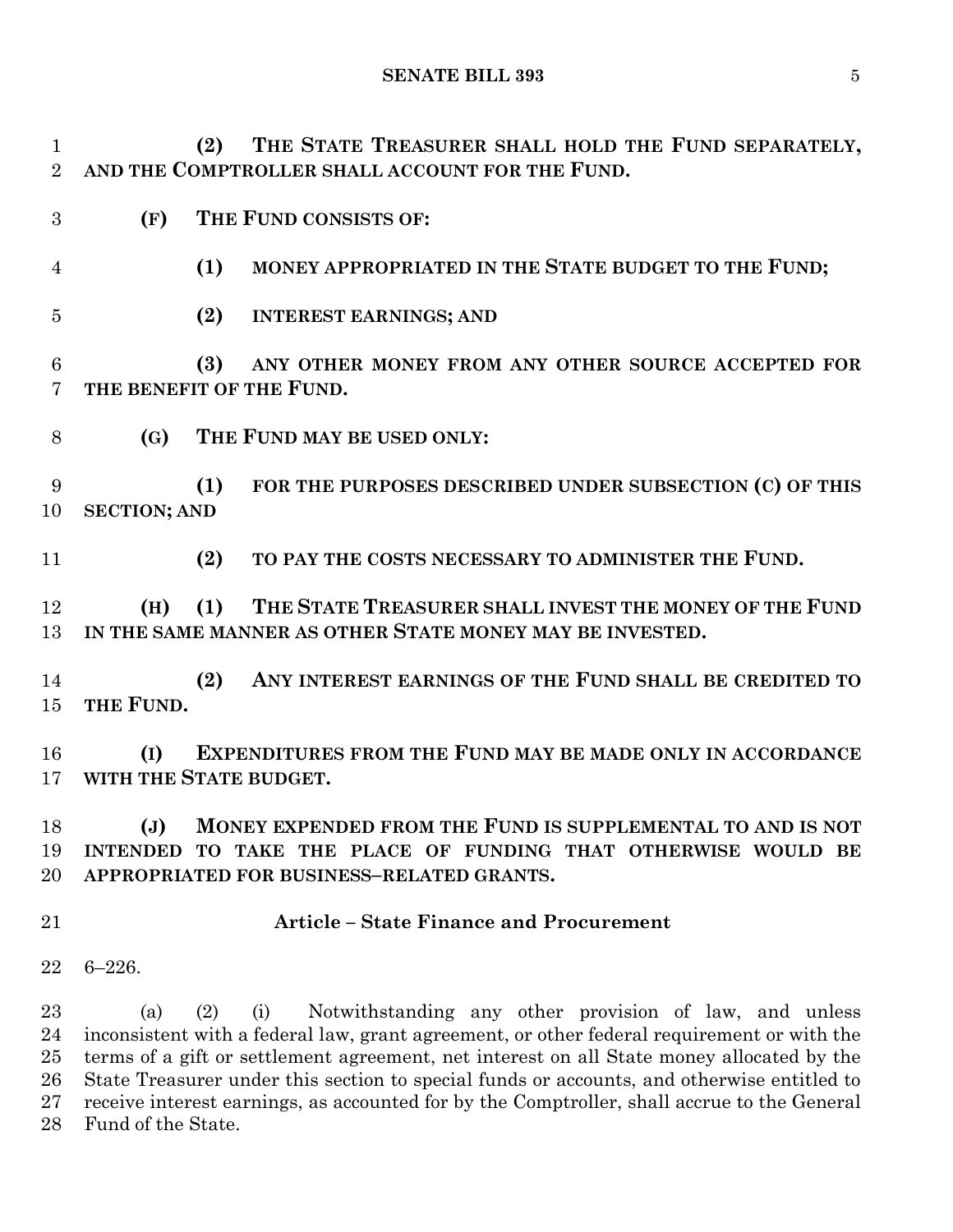**(2) THE STATE TREASURER SHALL HOLD THE FUND SEPARATELY, AND THE COMPTROLLER SHALL ACCOUNT FOR THE FUND.**

**(F) THE FUND CONSISTS OF:**

**(1) MONEY APPROPRIATED IN THE STATE BUDGET TO THE FUND;**

**(2) INTEREST EARNINGS; AND**

**(3) ANY OTHER MONEY FROM ANY OTHER SOURCE ACCEPTED FOR THE BENEFIT OF THE FUND.**

**(G) THE FUND MAY BE USED ONLY:**

**(1) FOR THE PURPOSES DESCRIBED UNDER SUBSECTION (C) OF THIS SECTION; AND**

**(2) TO PAY THE COSTS NECESSARY TO ADMINISTER THE FUND.**

**(H) (1) THE STATE TREASURER SHALL INVEST THE MONEY OF THE FUND IN THE SAME MANNER AS OTHER STATE MONEY MAY BE INVESTED.**

**(2) ANY INTEREST EARNINGS OF THE FUND SHALL BE CREDITED TO THE FUND.**

**(I) EXPENDITURES FROM THE FUND MAY BE MADE ONLY IN ACCORDANCE WITH THE STATE BUDGET.**

**(J) MONEY EXPENDED FROM THE FUND IS SUPPLEMENTAL TO AND IS NOT INTENDED TO TAKE THE PLACE OF FUNDING THAT OTHERWISE WOULD BE APPROPRIATED FOR BUSINESS–RELATED GRANTS.**

**Article – State Finance and Procurement**

6–226.

(a) (2) (i) Notwithstanding any other provision of law, and unless inconsistent with a federal law, grant agreement, or other federal requirement or with the terms of a gift or settlement agreement, net interest on all State money allocated by the State Treasurer under this section to special funds or accounts, and otherwise entitled to receive interest earnings, as accounted for by the Comptroller, shall accrue to the General Fund of the State.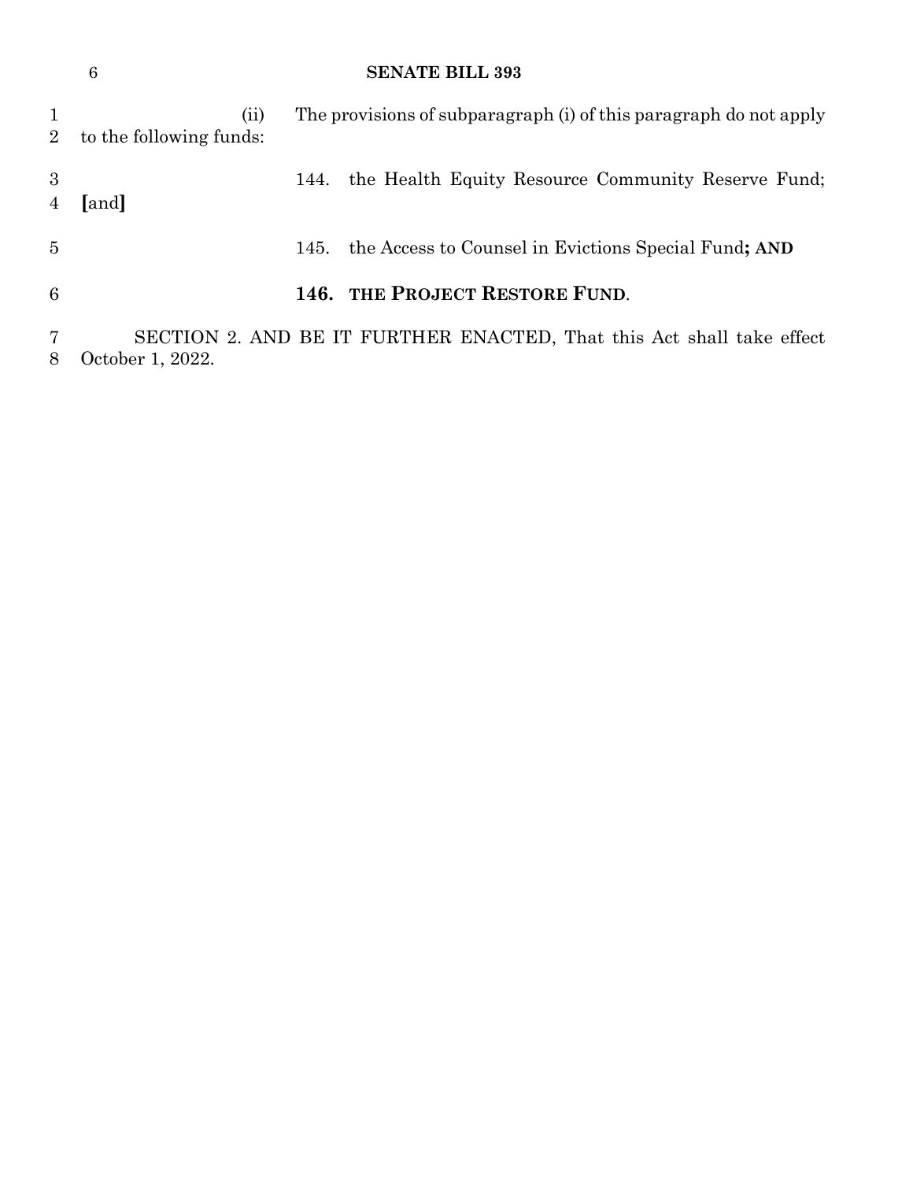(ii) The provisions of subparagraph (i) of this paragraph do not apply to the following funds:

144. the Health Equity Resource Community Reserve Fund; [and]

145. the Access to Counsel in Evictions Special Fund**; AND**

**146. THE PROJECT RESTORE FUND**.

SECTION 2. AND BE IT FURTHER ENACTED, That this Act shall take effect October 1, 2022.